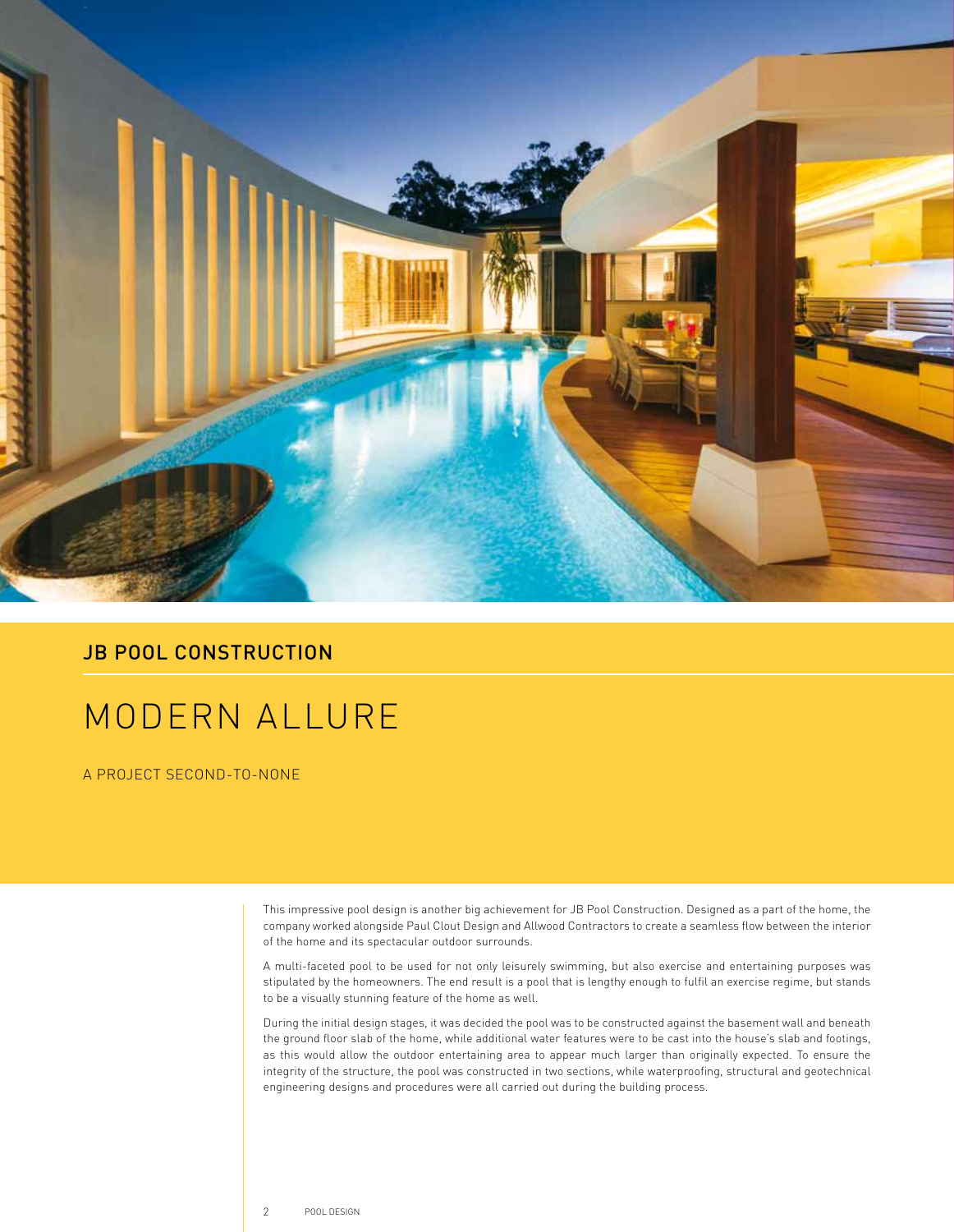## JB POOL CONSTRUCTION

# MODERN ALLURE

A PROJECT SECOND-TO-NONE

This impressive pool design is another big achievement for JB Pool Construction. Designed as a part of the home, the company worked alongside Paul Clout Design and Allwood Contractors to create a seamless flow between the interior of the home and its spectacular outdoor surrounds.

A multi-faceted pool to be used for not only leisurely swimming, but also exercise and entertaining purposes was stipulated by the homeowners. The end result is a pool that is lengthy enough to fulfil an exercise regime, but stands to be a visually stunning feature of the home as well.

During the initial design stages, it was decided the pool was to be constructed against the basement wall and beneath the ground floor slab of the home, while additional water features were to be cast into the house's slab and footings, as this would allow the outdoor entertaining area to appear much larger than originally expected. To ensure the integrity of the structure, the pool was constructed in two sections, while waterproofing, structural and geotechnical engineering designs and procedures were all carried out during the building process.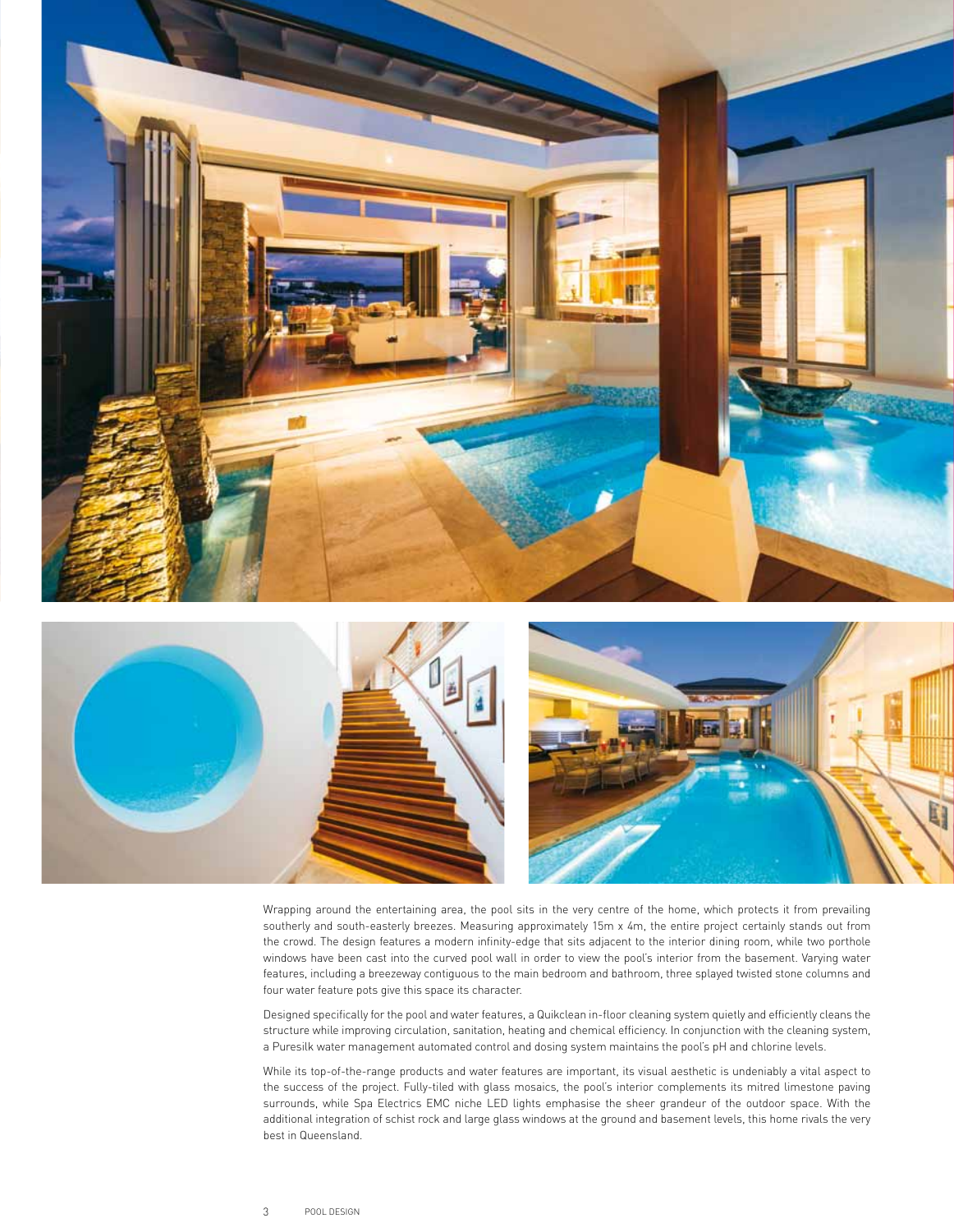Wrapping around the entertaining area, the pool sits in the very centre of the home, which protects it from prevailing southerly and south-easterly breezes. Measuring approximately 15m x 4m, the entire project certainly stands out from the crowd. The design features a modern infinity-edge that sits adjacent to the interior dining room, while two porthole windows have been cast into the curved pool wall in order to view the pool's interior from the basement. Varying water features, including a breezeway contiguous to the main bedroom and bathroom, three splayed twisted stone columns and four water feature pots give this space its character.

Designed specifically for the pool and water features, a Quikclean in-floor cleaning system quietly and efficiently cleans the structure while improving circulation, sanitation, heating and chemical efficiency. In conjunction with the cleaning system, a Puresilk water management automated control and dosing system maintains the pool's pH and chlorine levels.

While its top-of-the-range products and water features are important, its visual aesthetic is undeniably a vital aspect to the success of the project. Fully-tiled with glass mosaics, the pool's interior complements its mitred limestone paving surrounds, while Spa Electrics EMC niche LED lights emphasise the sheer grandeur of the outdoor space. With the additional integration of schist rock and large glass windows at the ground and basement levels, this home rivals the very best in Queensland.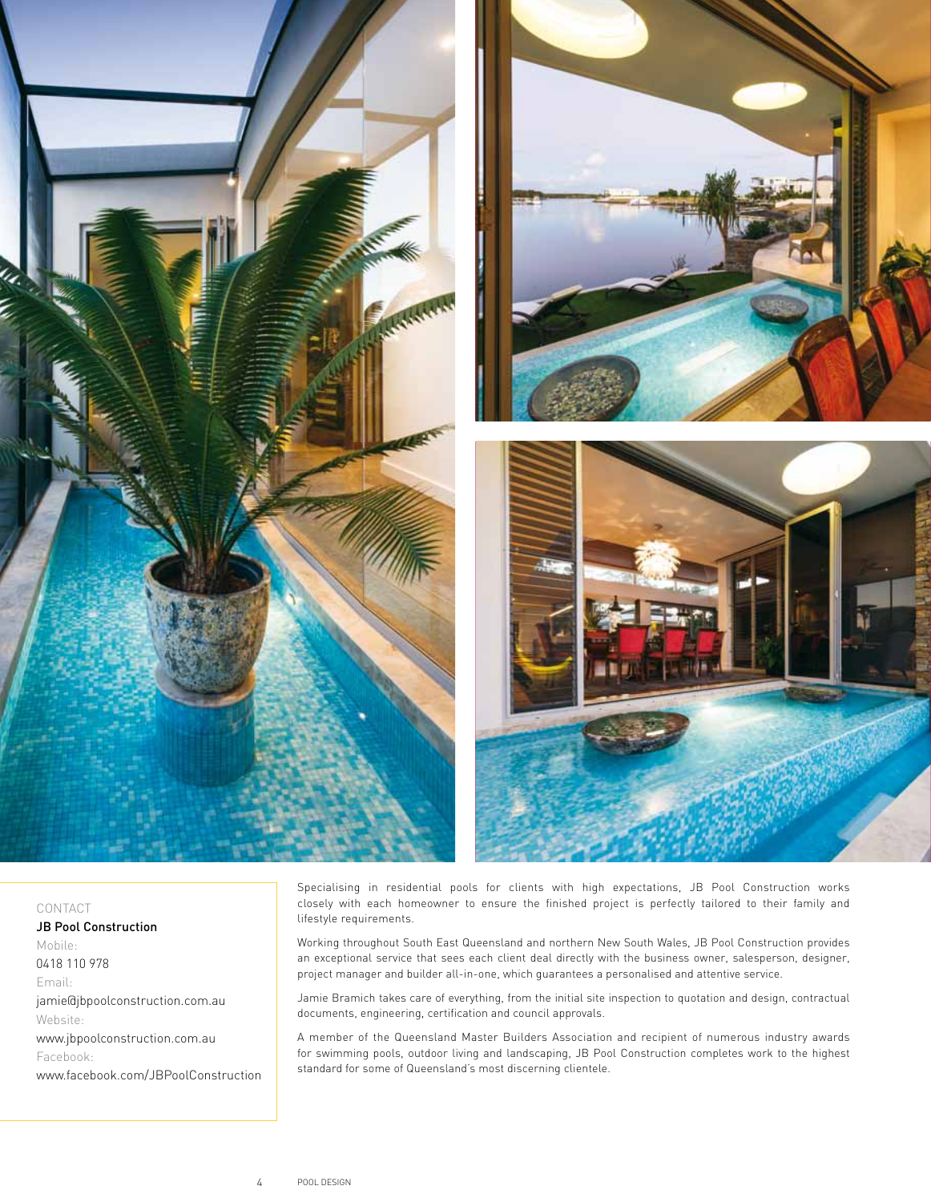CONTACT

**JB Pool Construction**

Mobile:
0418 110 978

Email:
jamie@jbpoolconstruction.com.au

Website:
www.jbpoolconstruction.com.au

Facebook:
www.facebook.com/JBPoolConstruction

Specialising in residential pools for clients with high expectations, JB Pool Construction works closely with each homeowner to ensure the finished project is perfectly tailored to their family and lifestyle requirements.

Working throughout South East Queensland and northern New South Wales, JB Pool Construction provides an exceptional service that sees each client deal directly with the business owner, salesperson, designer, project manager and builder all-in-one, which guarantees a personalised and attentive service.

Jamie Bramich takes care of everything, from the initial site inspection to quotation and design, contractual documents, engineering, certification and council approvals.

A member of the Queensland Master Builders Association and recipient of numerous industry awards for swimming pools, outdoor living and landscaping, JB Pool Construction completes work to the highest standard for some of Queensland's most discerning clientele.